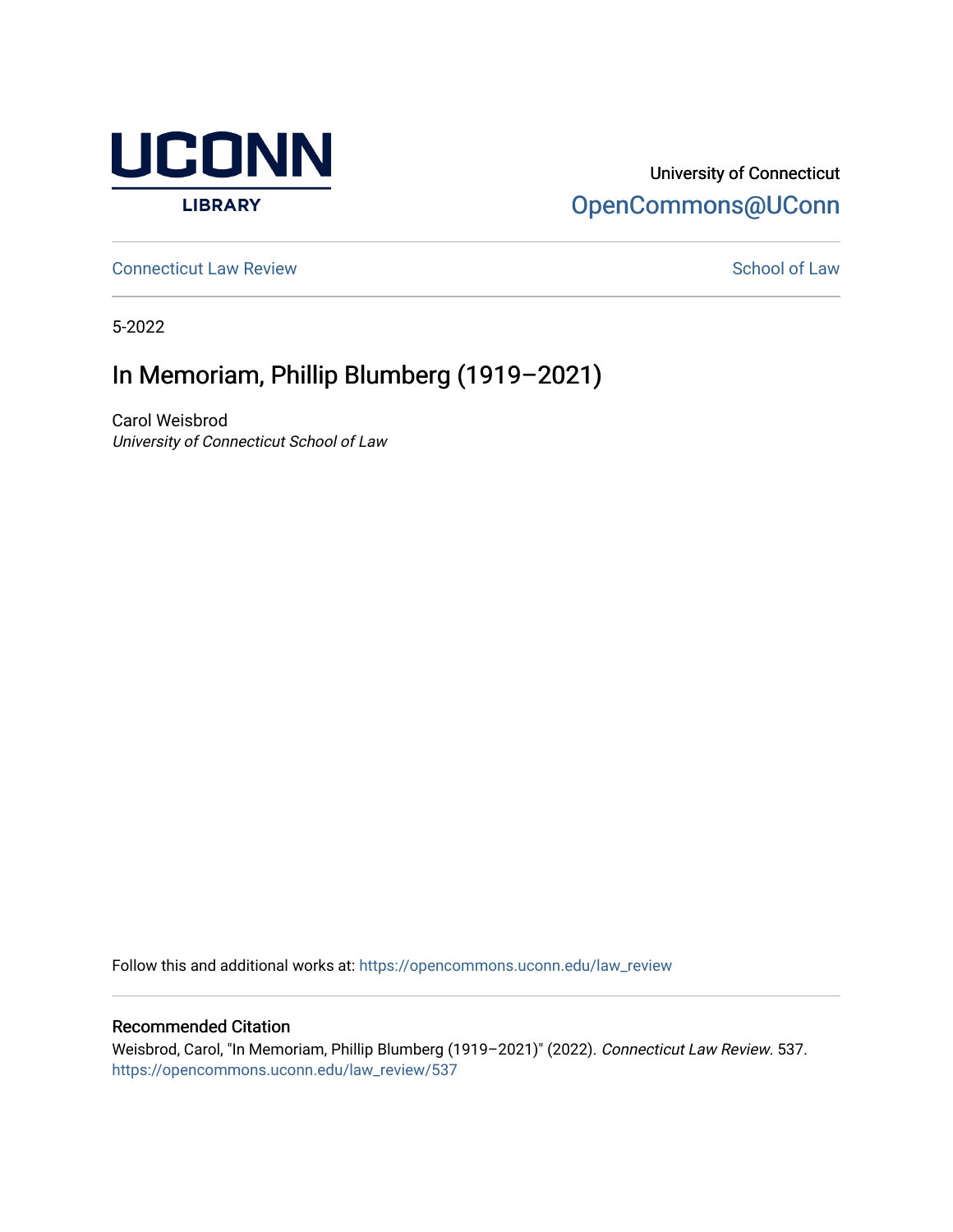University of Connecticut

OpenCommons@UConn

Connecticut Law Review

School of Law

5-2022

# In Memoriam, Phillip Blumberg (1919–2021)

Carol Weisbrod

*University of Connecticut School of Law*

Follow this and additional works at: https://opencommons.uconn.edu/law_review

## Recommended Citation

Weisbrod, Carol, "In Memoriam, Phillip Blumberg (1919–2021)" (2022). *Connecticut Law Review*. 537.
https://opencommons.uconn.edu/law_review/537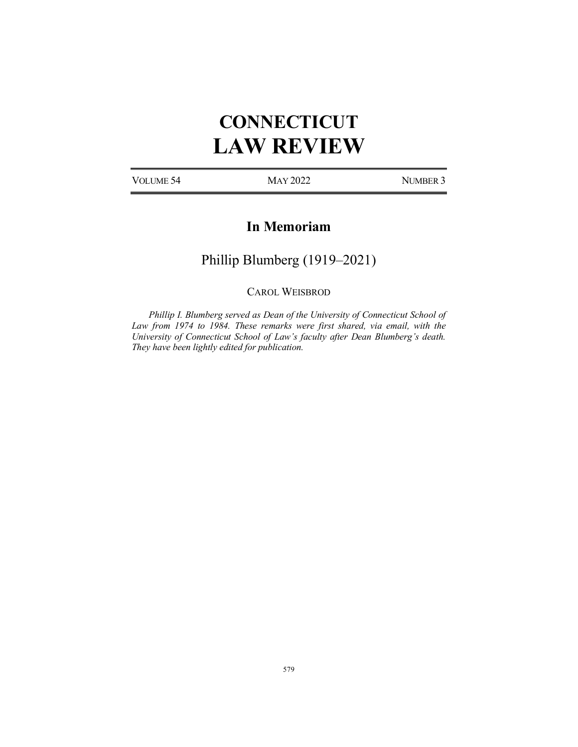# CONNECTICUT LAW REVIEW

VOLUME 54 | MAY 2022 | NUMBER 3

## In Memoriam

## Phillip Blumberg (1919–2021)

CAROL WEISBROD

*Phillip I. Blumberg served as Dean of the University of Connecticut School of Law from 1974 to 1984. These remarks were first shared, via email, with the University of Connecticut School of Law's faculty after Dean Blumberg's death. They have been lightly edited for publication.*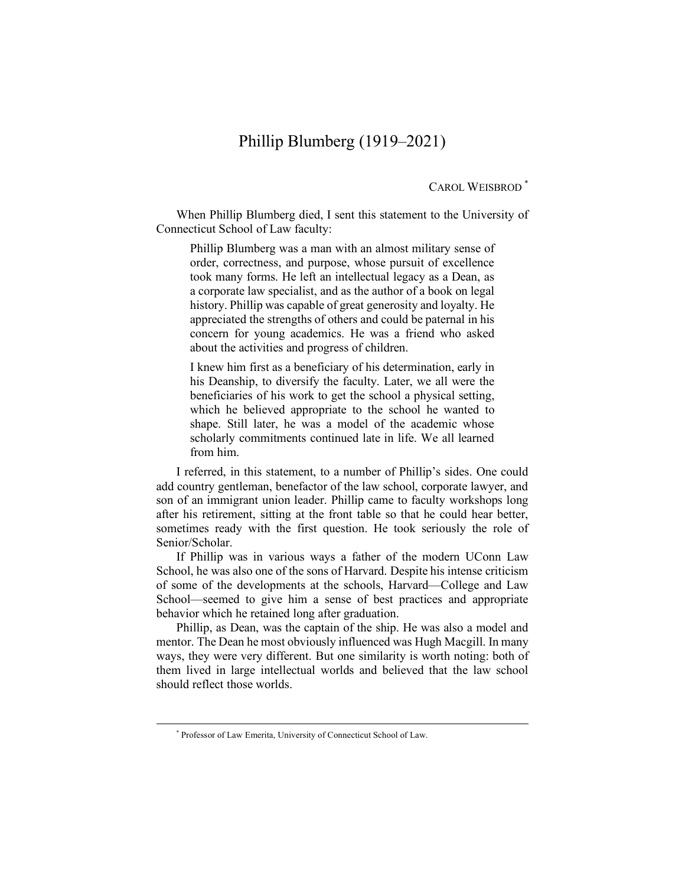# Phillip Blumberg (1919–2021)

CAROL WEISBROD [*]

When Phillip Blumberg died, I sent this statement to the University of Connecticut School of Law faculty:

> Phillip Blumberg was a man with an almost military sense of order, correctness, and purpose, whose pursuit of excellence took many forms. He left an intellectual legacy as a Dean, as a corporate law specialist, and as the author of a book on legal history. Phillip was capable of great generosity and loyalty. He appreciated the strengths of others and could be paternal in his concern for young academics. He was a friend who asked about the activities and progress of children.
>
> I knew him first as a beneficiary of his determination, early in his Deanship, to diversify the faculty. Later, we all were the beneficiaries of his work to get the school a physical setting, which he believed appropriate to the school he wanted to shape. Still later, he was a model of the academic whose scholarly commitments continued late in life. We all learned from him.

I referred, in this statement, to a number of Phillip's sides. One could add country gentleman, benefactor of the law school, corporate lawyer, and son of an immigrant union leader. Phillip came to faculty workshops long after his retirement, sitting at the front table so that he could hear better, sometimes ready with the first question. He took seriously the role of Senior/Scholar.

If Phillip was in various ways a father of the modern UConn Law School, he was also one of the sons of Harvard. Despite his intense criticism of some of the developments at the schools, Harvard—College and Law School—seemed to give him a sense of best practices and appropriate behavior which he retained long after graduation.

Phillip, as Dean, was the captain of the ship. He was also a model and mentor. The Dean he most obviously influenced was Hugh Macgill. In many ways, they were very different. But one similarity is worth noting: both of them lived in large intellectual worlds and believed that the law school should reflect those worlds.

[*] Professor of Law Emerita, University of Connecticut School of Law.